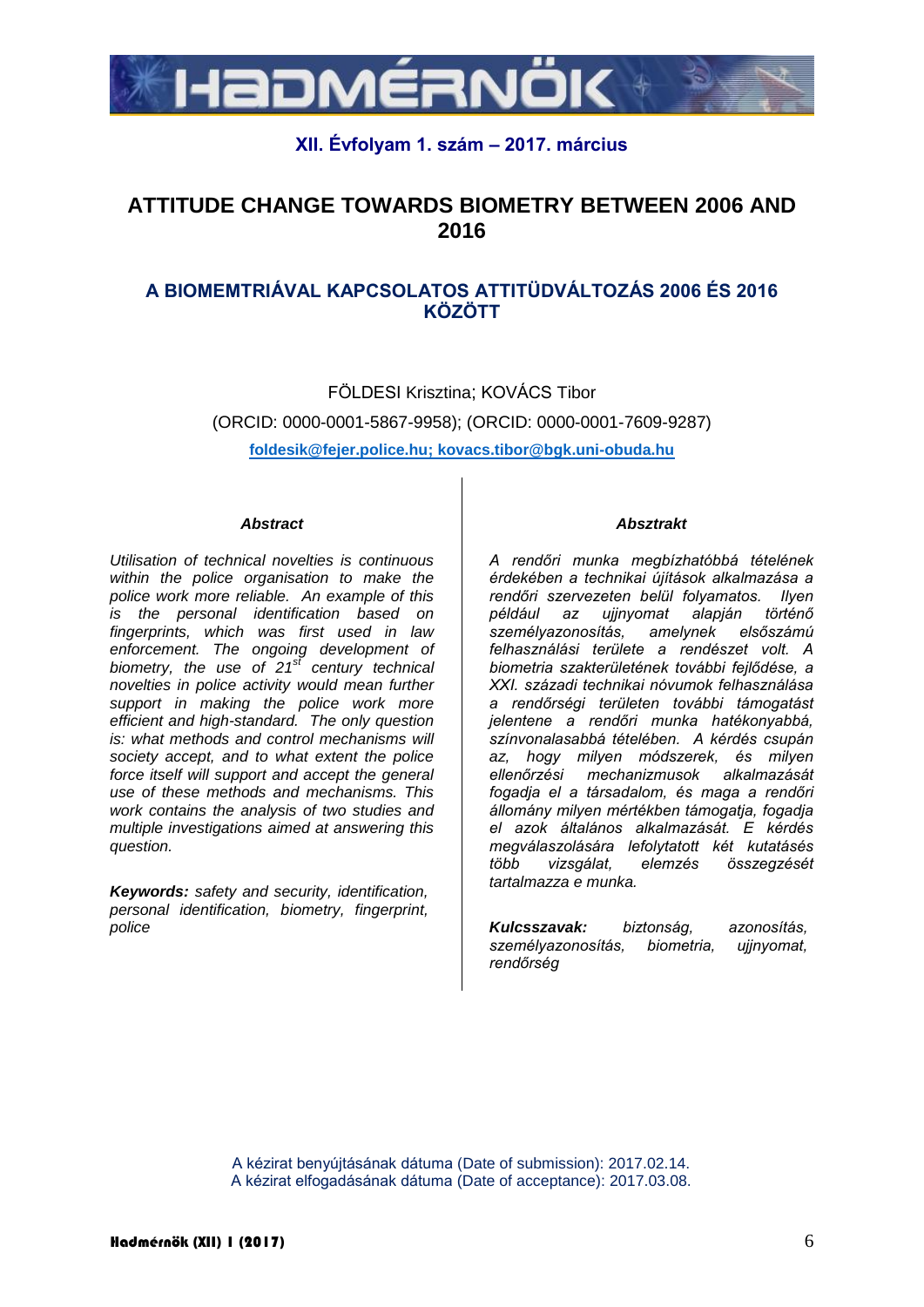# ATTITUDE CHANGE TOWARDS BIOMETRY BETWEEN 2006 AND 2016

## A BIOMEMTRIÁVAL KAPCSOLATOS ATTITÜDVÁLTOZÁS 2006 ÉS 2016 KÖZÖTT

FÖLDESI Krisztina; KOVÁCS Tibor

(ORCID: 0000-0001-5867-9958); (ORCID: 0000-0001-7609-9287)

**foldesik@fejer.police.hu; kovacs.tibor@bgk.uni-obuda.hu**

### *Abstract*

*Utilisation of technical novelties is continuous within the police organisation to make the police work more reliable. An example of this is the personal identification based on fingerprints, which was first used in law enforcement. The ongoing development of biometry, the use of 21st century technical novelties in police activity would mean further support in making the police work more efficient and high-standard. The only question is: what methods and control mechanisms will society accept, and to what extent the police force itself will support and accept the general use of these methods and mechanisms. This work contains the analysis of two studies and multiple investigations aimed at answering this question.*

***Keywords:*** *safety and security, identification, personal identification, biometry, fingerprint, police*

### *Absztrakt*

*A rendőri munka megbízhatóbbá tételének érdekében a technikai újítások alkalmazása a rendőri szervezeten belül folyamatos. Ilyen például az ujjnyomat alapján történő személyazonosítás, amelynek elsőszámú felhasználási területe a rendészet volt. A biometria szakterületének további fejlődése, a XXI. századi technikai nóvumok felhasználása a rendőrségi területen további támogatást jelentene a rendőri munka hatékonyabbá, színvonalasabbá tételében. A kérdés csupán az, hogy milyen módszerek, és milyen ellenőrzési mechanizmusok alkalmazását fogadja el a társadalom, és maga a rendőri állomány milyen mértékben támogatja, fogadja el azok általános alkalmazását. E kérdés megválaszolására lefolytatott két kutatásés több vizsgálat, elemzés összegzését tartalmazza e munka.*

***Kulcsszavak:*** *biztonság, azonosítás, személyazonosítás, biometria, ujjnyomat, rendőrség*

A kézirat benyújtásának dátuma (Date of submission): 2017.02.14.
A kézirat elfogadásának dátuma (Date of acceptance): 2017.03.08.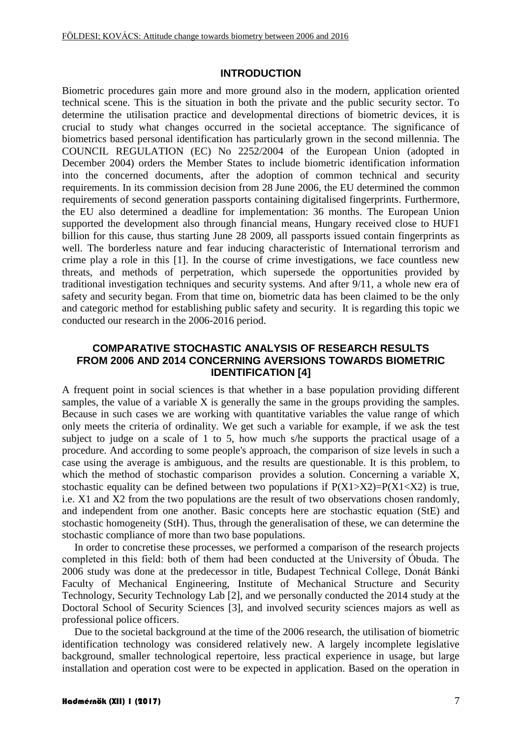## INTRODUCTION

Biometric procedures gain more and more ground also in the modern, application oriented technical scene. This is the situation in both the private and the public security sector. To determine the utilisation practice and developmental directions of biometric devices, it is crucial to study what changes occurred in the societal acceptance. The significance of biometrics based personal identification has particularly grown in the second millennia. The COUNCIL REGULATION (EC) No 2252/2004 of the European Union (adopted in December 2004) orders the Member States to include biometric identification information into the concerned documents, after the adoption of common technical and security requirements. In its commission decision from 28 June 2006, the EU determined the common requirements of second generation passports containing digitalised fingerprints. Furthermore, the EU also determined a deadline for implementation: 36 months. The European Union supported the development also through financial means, Hungary received close to HUF1 billion for this cause, thus starting June 28 2009, all passports issued contain fingerprints as well. The borderless nature and fear inducing characteristic of International terrorism and crime play a role in this [1]. In the course of crime investigations, we face countless new threats, and methods of perpetration, which supersede the opportunities provided by traditional investigation techniques and security systems. And after 9/11, a whole new era of safety and security began. From that time on, biometric data has been claimed to be the only and categoric method for establishing public safety and security. It is regarding this topic we conducted our research in the 2006-2016 period.

## COMPARATIVE STOCHASTIC ANALYSIS OF RESEARCH RESULTS FROM 2006 AND 2014 CONCERNING AVERSIONS TOWARDS BIOMETRIC IDENTIFICATION [4]

A frequent point in social sciences is that whether in a base population providing different samples, the value of a variable X is generally the same in the groups providing the samples. Because in such cases we are working with quantitative variables the value range of which only meets the criteria of ordinality. We get such a variable for example, if we ask the test subject to judge on a scale of 1 to 5, how much s/he supports the practical usage of a procedure. And according to some people's approach, the comparison of size levels in such a case using the average is ambiguous, and the results are questionable. It is this problem, to which the method of stochastic comparison provides a solution. Concerning a variable X, stochastic equality can be defined between two populations if $P(X1>X2)=P(X1<X2)$ is true, i.e. X1 and X2 from the two populations are the result of two observations chosen randomly, and independent from one another. Basic concepts here are stochastic equation (StE) and stochastic homogeneity (StH). Thus, through the generalisation of these, we can determine the stochastic compliance of more than two base populations.

In order to concretise these processes, we performed a comparison of the research projects completed in this field: both of them had been conducted at the University of Óbuda. The 2006 study was done at the predecessor in title, Budapest Technical College, Donát Bánki Faculty of Mechanical Engineering, Institute of Mechanical Structure and Security Technology, Security Technology Lab [2], and we personally conducted the 2014 study at the Doctoral School of Security Sciences [3], and involved security sciences majors as well as professional police officers.

Due to the societal background at the time of the 2006 research, the utilisation of biometric identification technology was considered relatively new. A largely incomplete legislative background, smaller technological repertoire, less practical experience in usage, but large installation and operation cost were to be expected in application. Based on the operation in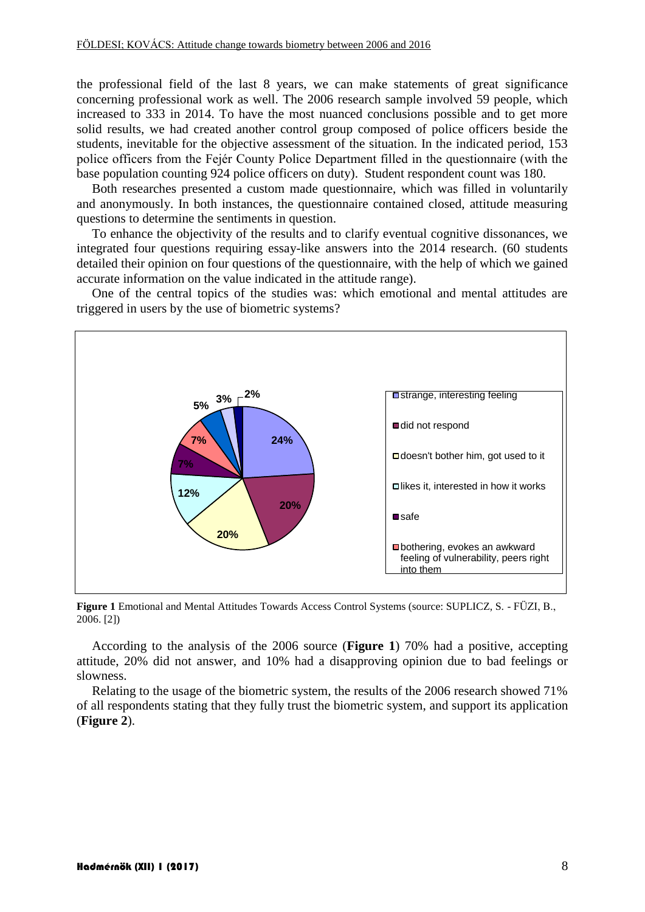the professional field of the last 8 years, we can make statements of great significance concerning professional work as well. The 2006 research sample involved 59 people, which increased to 333 in 2014. To have the most nuanced conclusions possible and to get more solid results, we had created another control group composed of police officers beside the students, inevitable for the objective assessment of the situation. In the indicated period, 153 police officers from the Fejér County Police Department filled in the questionnaire (with the base population counting 924 police officers on duty). Student respondent count was 180.

Both researches presented a custom made questionnaire, which was filled in voluntarily and anonymously. In both instances, the questionnaire contained closed, attitude measuring questions to determine the sentiments in question.

To enhance the objectivity of the results and to clarify eventual cognitive dissonances, we integrated four questions requiring essay-like answers into the 2014 research. (60 students detailed their opinion on four questions of the questionnaire, with the help of which we gained accurate information on the value indicated in the attitude range).

One of the central topics of the studies was: which emotional and mental attitudes are triggered in users by the use of biometric systems?

| Attitude | Percentage |
| --- | --- |
| strange, interesting feeling | 24% |
| did not respond | 20% |
| doesn't bother him, got used to it | 20% |
| likes it, interested in how it works | 12% |
| safe | 7% |
| bothering, evokes an awkward feeling of vulnerability, peers right into them | 7% |
| (not labelled in legend) | 5% |
| (not labelled in legend) | 3% |
| (not labelled in legend) | 2% |

**Figure 1** Emotional and Mental Attitudes Towards Access Control Systems (source: SUPLICZ, S. - FÜZI, B., 2006. [2])

According to the analysis of the 2006 source (**Figure 1**) 70% had a positive, accepting attitude, 20% did not answer, and 10% had a disapproving opinion due to bad feelings or slowness.

Relating to the usage of the biometric system, the results of the 2006 research showed 71% of all respondents stating that they fully trust the biometric system, and support its application (**Figure 2**).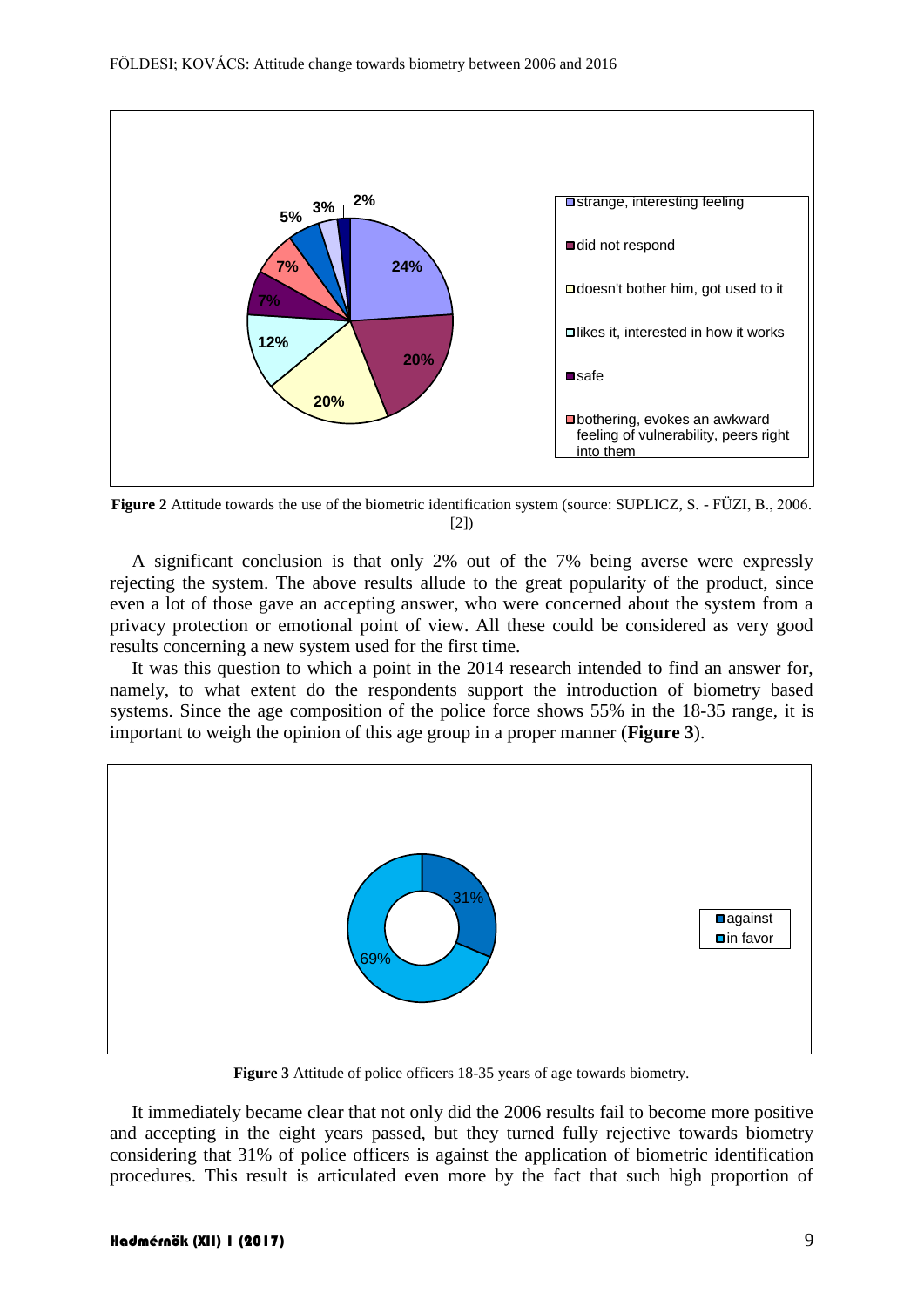**Figure 2** Attitude towards the use of the biometric identification system (source: SUPLICZ, S. - FÜZI, B., 2006. [2])

A significant conclusion is that only 2% out of the 7% being averse were expressly rejecting the system. The above results allude to the great popularity of the product, since even a lot of those gave an accepting answer, who were concerned about the system from a privacy protection or emotional point of view. All these could be considered as very good results concerning a new system used for the first time.

It was this question to which a point in the 2014 research intended to find an answer for, namely, to what extent do the respondents support the introduction of biometry based systems. Since the age composition of the police force shows 55% in the 18-35 range, it is important to weigh the opinion of this age group in a proper manner (**Figure 3**).

**Figure 3** Attitude of police officers 18-35 years of age towards biometry.

It immediately became clear that not only did the 2006 results fail to become more positive and accepting in the eight years passed, but they turned fully rejective towards biometry considering that 31% of police officers is against the application of biometric identification procedures. This result is articulated even more by the fact that such high proportion of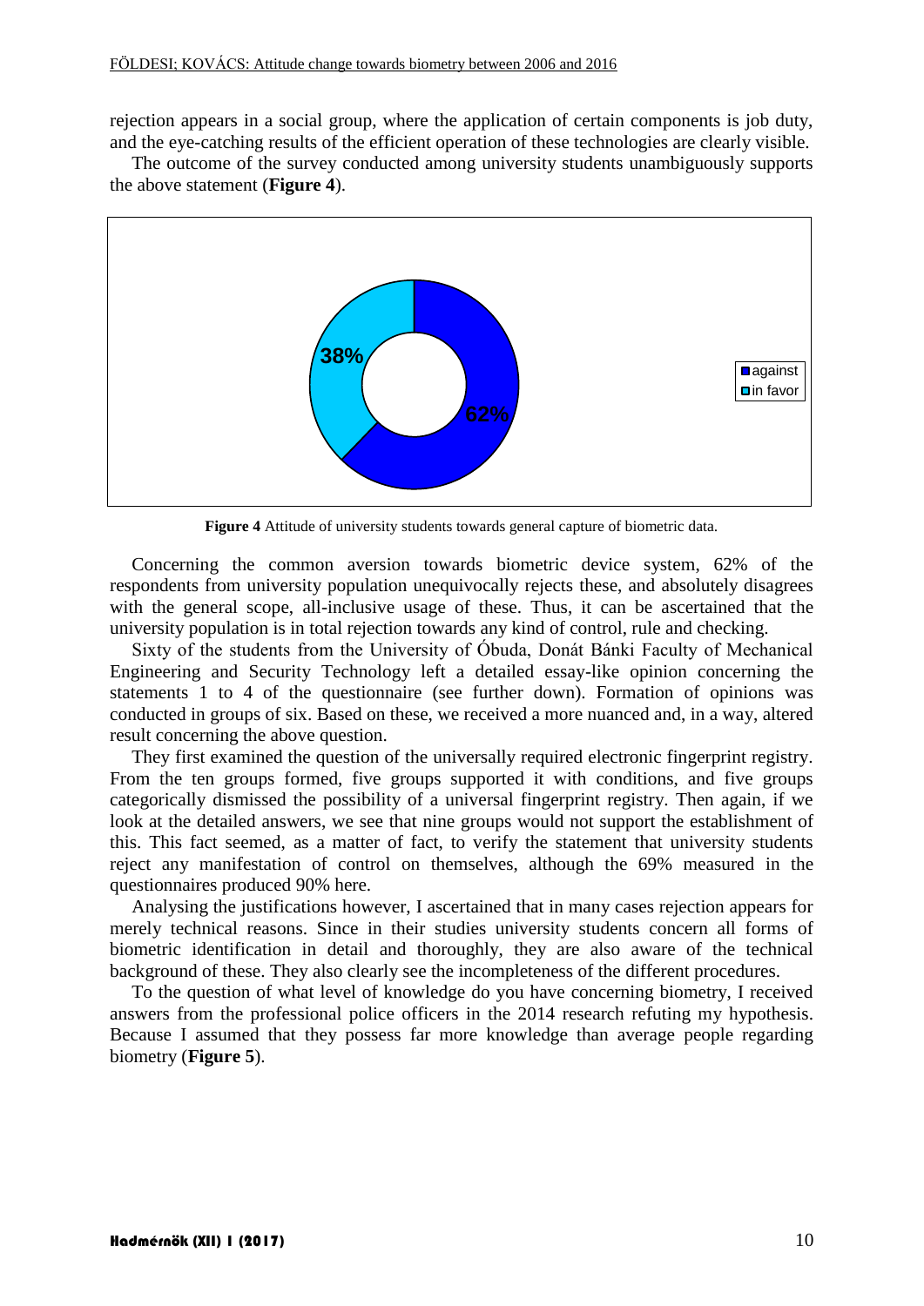rejection appears in a social group, where the application of certain components is job duty, and the eye-catching results of the efficient operation of these technologies are clearly visible.

The outcome of the survey conducted among university students unambiguously supports the above statement (**Figure 4**).

**Figure 4** Attitude of university students towards general capture of biometric data.

Concerning the common aversion towards biometric device system, 62% of the respondents from university population unequivocally rejects these, and absolutely disagrees with the general scope, all-inclusive usage of these. Thus, it can be ascertained that the university population is in total rejection towards any kind of control, rule and checking.

Sixty of the students from the University of Óbuda, Donát Bánki Faculty of Mechanical Engineering and Security Technology left a detailed essay-like opinion concerning the statements 1 to 4 of the questionnaire (see further down). Formation of opinions was conducted in groups of six. Based on these, we received a more nuanced and, in a way, altered result concerning the above question.

They first examined the question of the universally required electronic fingerprint registry. From the ten groups formed, five groups supported it with conditions, and five groups categorically dismissed the possibility of a universal fingerprint registry. Then again, if we look at the detailed answers, we see that nine groups would not support the establishment of this. This fact seemed, as a matter of fact, to verify the statement that university students reject any manifestation of control on themselves, although the 69% measured in the questionnaires produced 90% here.

Analysing the justifications however, I ascertained that in many cases rejection appears for merely technical reasons. Since in their studies university students concern all forms of biometric identification in detail and thoroughly, they are also aware of the technical background of these. They also clearly see the incompleteness of the different procedures.

To the question of what level of knowledge do you have concerning biometry, I received answers from the professional police officers in the 2014 research refuting my hypothesis. Because I assumed that they possess far more knowledge than average people regarding biometry (**Figure 5**).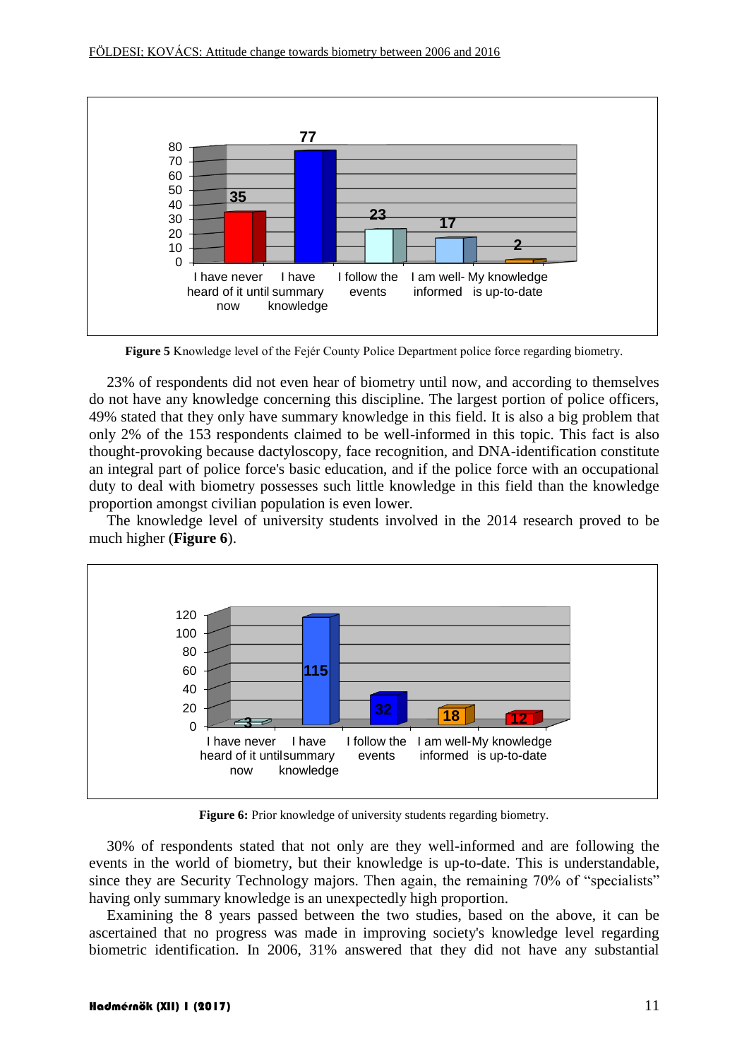**Figure 5** Knowledge level of the Fejér County Police Department police force regarding biometry.

23% of respondents did not even hear of biometry until now, and according to themselves do not have any knowledge concerning this discipline. The largest portion of police officers, 49% stated that they only have summary knowledge in this field. It is also a big problem that only 2% of the 153 respondents claimed to be well-informed in this topic. This fact is also thought-provoking because dactyloscopy, face recognition, and DNA-identification constitute an integral part of police force's basic education, and if the police force with an occupational duty to deal with biometry possesses such little knowledge in this field than the knowledge proportion amongst civilian population is even lower.

The knowledge level of university students involved in the 2014 research proved to be much higher (**Figure 6**).

**Figure 6:** Prior knowledge of university students regarding biometry.

30% of respondents stated that not only are they well-informed and are following the events in the world of biometry, but their knowledge is up-to-date. This is understandable, since they are Security Technology majors. Then again, the remaining 70% of "specialists" having only summary knowledge is an unexpectedly high proportion.

Examining the 8 years passed between the two studies, based on the above, it can be ascertained that no progress was made in improving society's knowledge level regarding biometric identification. In 2006, 31% answered that they did not have any substantial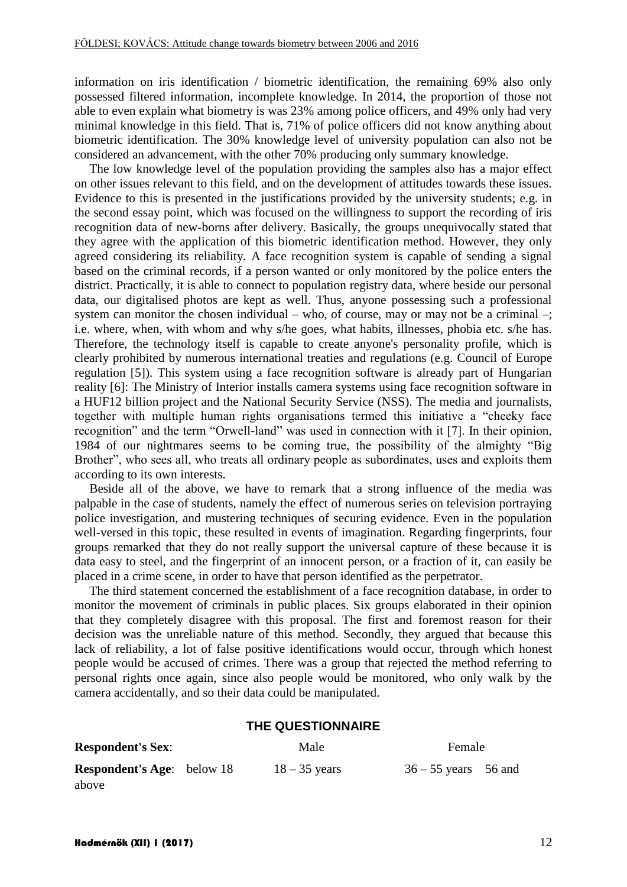information on iris identification / biometric identification, the remaining 69% also only possessed filtered information, incomplete knowledge. In 2014, the proportion of those not able to even explain what biometry is was 23% among police officers, and 49% only had very minimal knowledge in this field. That is, 71% of police officers did not know anything about biometric identification. The 30% knowledge level of university population can also not be considered an advancement, with the other 70% producing only summary knowledge.

The low knowledge level of the population providing the samples also has a major effect on other issues relevant to this field, and on the development of attitudes towards these issues. Evidence to this is presented in the justifications provided by the university students; e.g. in the second essay point, which was focused on the willingness to support the recording of iris recognition data of new-borns after delivery. Basically, the groups unequivocally stated that they agree with the application of this biometric identification method. However, they only agreed considering its reliability. A face recognition system is capable of sending a signal based on the criminal records, if a person wanted or only monitored by the police enters the district. Practically, it is able to connect to population registry data, where beside our personal data, our digitalised photos are kept as well. Thus, anyone possessing such a professional system can monitor the chosen individual – who, of course, may or may not be a criminal –; i.e. where, when, with whom and why s/he goes, what habits, illnesses, phobia etc. s/he has. Therefore, the technology itself is capable to create anyone's personality profile, which is clearly prohibited by numerous international treaties and regulations (e.g. Council of Europe regulation [5]). This system using a face recognition software is already part of Hungarian reality [6]: The Ministry of Interior installs camera systems using face recognition software in a HUF12 billion project and the National Security Service (NSS). The media and journalists, together with multiple human rights organisations termed this initiative a "cheeky face recognition" and the term "Orwell-land" was used in connection with it [7]. In their opinion, 1984 of our nightmares seems to be coming true, the possibility of the almighty "Big Brother", who sees all, who treats all ordinary people as subordinates, uses and exploits them according to its own interests.

Beside all of the above, we have to remark that a strong influence of the media was palpable in the case of students, namely the effect of numerous series on television portraying police investigation, and mustering techniques of securing evidence. Even in the population well-versed in this topic, these resulted in events of imagination. Regarding fingerprints, four groups remarked that they do not really support the universal capture of these because it is data easy to steel, and the fingerprint of an innocent person, or a fraction of it, can easily be placed in a crime scene, in order to have that person identified as the perpetrator.

The third statement concerned the establishment of a face recognition database, in order to monitor the movement of criminals in public places. Six groups elaborated in their opinion that they completely disagree with this proposal. The first and foremost reason for their decision was the unreliable nature of this method. Secondly, they argued that because this lack of reliability, a lot of false positive identifications would occur, through which honest people would be accused of crimes. There was a group that rejected the method referring to personal rights once again, since also people would be monitored, who only walk by the camera accidentally, and so their data could be manipulated.

## THE QUESTIONNAIRE

**Respondent's Sex**: Male Female

**Respondent's Age**: below 18 18 – 35 years 36 – 55 years 56 and above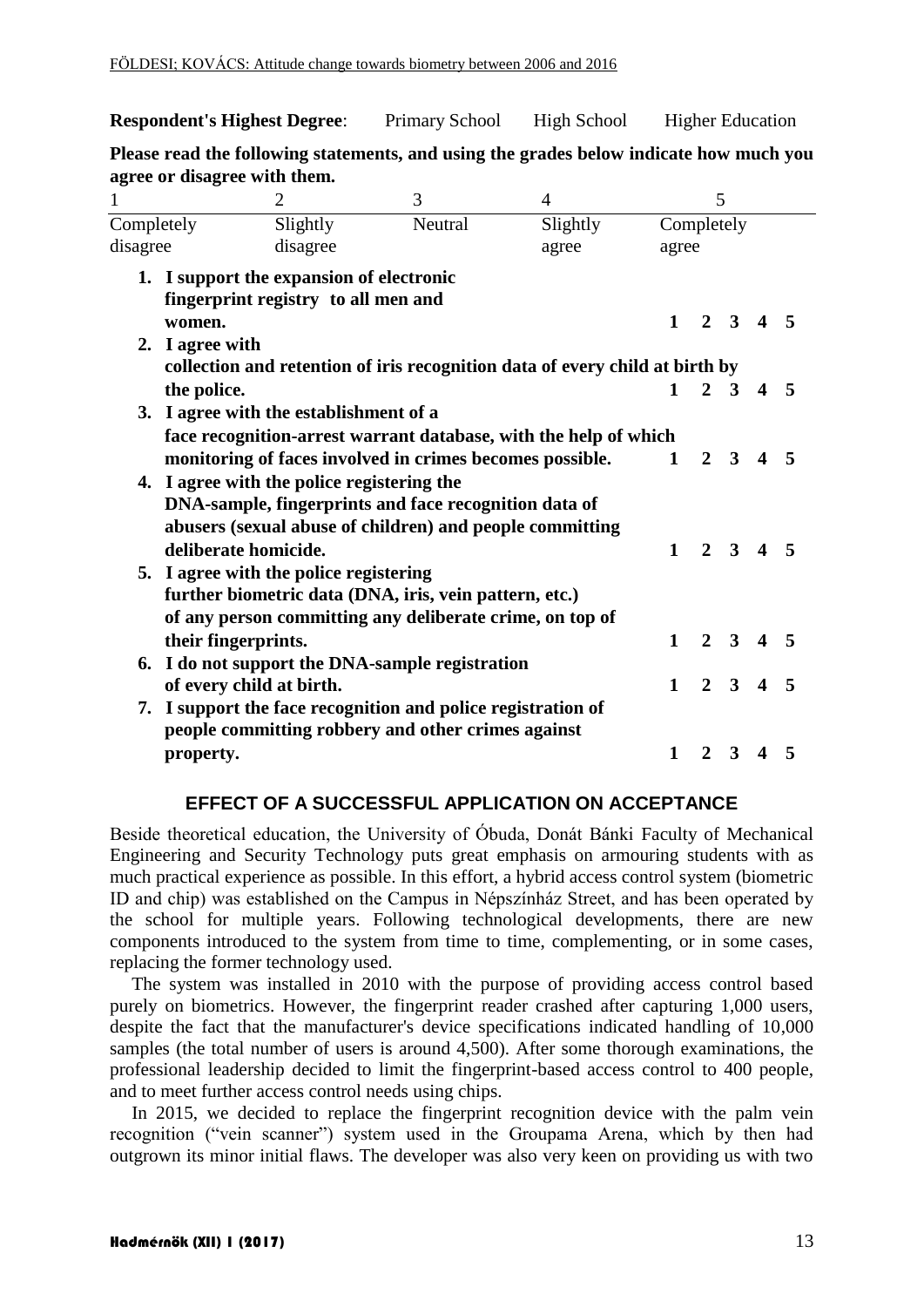**Respondent's Highest Degree**: Primary School High School Higher Education

**Please read the following statements, and using the grades below indicate how much you agree or disagree with them.**

| 1 | 2 | 3 | 4 | 5 |
|---|---|---|---|---|
| Completely disagree | Slightly disagree | Neutral | Slightly agree | Completely agree |

1. **I support the expansion of electronic fingerprint registry to all men and women.** **1 2 3 4 5**
2. **I agree with collection and retention of iris recognition data of every child at birth by the police.** **1 2 3 4 5**
3. **I agree with the establishment of a face recognition-arrest warrant database, with the help of which monitoring of faces involved in crimes becomes possible.** **1 2 3 4 5**
4. **I agree with the police registering the DNA-sample, fingerprints and face recognition data of abusers (sexual abuse of children) and people committing deliberate homicide.** **1 2 3 4 5**
5. **I agree with the police registering further biometric data (DNA, iris, vein pattern, etc.) of any person committing any deliberate crime, on top of their fingerprints.** **1 2 3 4 5**
6. **I do not support the DNA-sample registration of every child at birth.** **1 2 3 4 5**
7. **I support the face recognition and police registration of people committing robbery and other crimes against property.** **1 2 3 4 5**

## EFFECT OF A SUCCESSFUL APPLICATION ON ACCEPTANCE

Beside theoretical education, the University of Óbuda, Donát Bánki Faculty of Mechanical Engineering and Security Technology puts great emphasis on armouring students with as much practical experience as possible. In this effort, a hybrid access control system (biometric ID and chip) was established on the Campus in Népszínház Street, and has been operated by the school for multiple years. Following technological developments, there are new components introduced to the system from time to time, complementing, or in some cases, replacing the former technology used.

The system was installed in 2010 with the purpose of providing access control based purely on biometrics. However, the fingerprint reader crashed after capturing 1,000 users, despite the fact that the manufacturer's device specifications indicated handling of 10,000 samples (the total number of users is around 4,500). After some thorough examinations, the professional leadership decided to limit the fingerprint-based access control to 400 people, and to meet further access control needs using chips.

In 2015, we decided to replace the fingerprint recognition device with the palm vein recognition ("vein scanner") system used in the Groupama Arena, which by then had outgrown its minor initial flaws. The developer was also very keen on providing us with two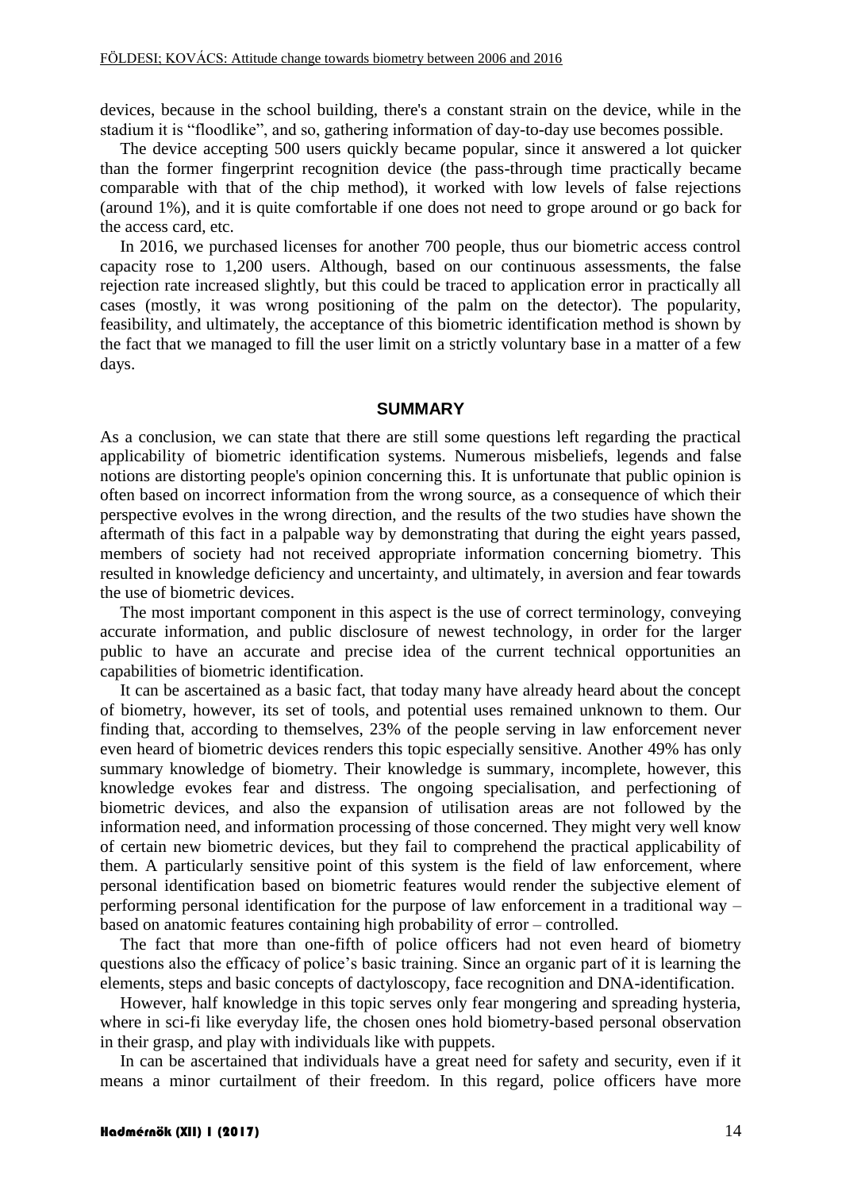devices, because in the school building, there's a constant strain on the device, while in the stadium it is "floodlike", and so, gathering information of day-to-day use becomes possible.

The device accepting 500 users quickly became popular, since it answered a lot quicker than the former fingerprint recognition device (the pass-through time practically became comparable with that of the chip method), it worked with low levels of false rejections (around 1%), and it is quite comfortable if one does not need to grope around or go back for the access card, etc.

In 2016, we purchased licenses for another 700 people, thus our biometric access control capacity rose to 1,200 users. Although, based on our continuous assessments, the false rejection rate increased slightly, but this could be traced to application error in practically all cases (mostly, it was wrong positioning of the palm on the detector). The popularity, feasibility, and ultimately, the acceptance of this biometric identification method is shown by the fact that we managed to fill the user limit on a strictly voluntary base in a matter of a few days.

## SUMMARY

As a conclusion, we can state that there are still some questions left regarding the practical applicability of biometric identification systems. Numerous misbeliefs, legends and false notions are distorting people's opinion concerning this. It is unfortunate that public opinion is often based on incorrect information from the wrong source, as a consequence of which their perspective evolves in the wrong direction, and the results of the two studies have shown the aftermath of this fact in a palpable way by demonstrating that during the eight years passed, members of society had not received appropriate information concerning biometry. This resulted in knowledge deficiency and uncertainty, and ultimately, in aversion and fear towards the use of biometric devices.

The most important component in this aspect is the use of correct terminology, conveying accurate information, and public disclosure of newest technology, in order for the larger public to have an accurate and precise idea of the current technical opportunities an capabilities of biometric identification.

It can be ascertained as a basic fact, that today many have already heard about the concept of biometry, however, its set of tools, and potential uses remained unknown to them. Our finding that, according to themselves, 23% of the people serving in law enforcement never even heard of biometric devices renders this topic especially sensitive. Another 49% has only summary knowledge of biometry. Their knowledge is summary, incomplete, however, this knowledge evokes fear and distress. The ongoing specialisation, and perfectioning of biometric devices, and also the expansion of utilisation areas are not followed by the information need, and information processing of those concerned. They might very well know of certain new biometric devices, but they fail to comprehend the practical applicability of them. A particularly sensitive point of this system is the field of law enforcement, where personal identification based on biometric features would render the subjective element of performing personal identification for the purpose of law enforcement in a traditional way – based on anatomic features containing high probability of error – controlled.

The fact that more than one-fifth of police officers had not even heard of biometry questions also the efficacy of police's basic training. Since an organic part of it is learning the elements, steps and basic concepts of dactyloscopy, face recognition and DNA-identification.

However, half knowledge in this topic serves only fear mongering and spreading hysteria, where in sci-fi like everyday life, the chosen ones hold biometry-based personal observation in their grasp, and play with individuals like with puppets.

In can be ascertained that individuals have a great need for safety and security, even if it means a minor curtailment of their freedom. In this regard, police officers have more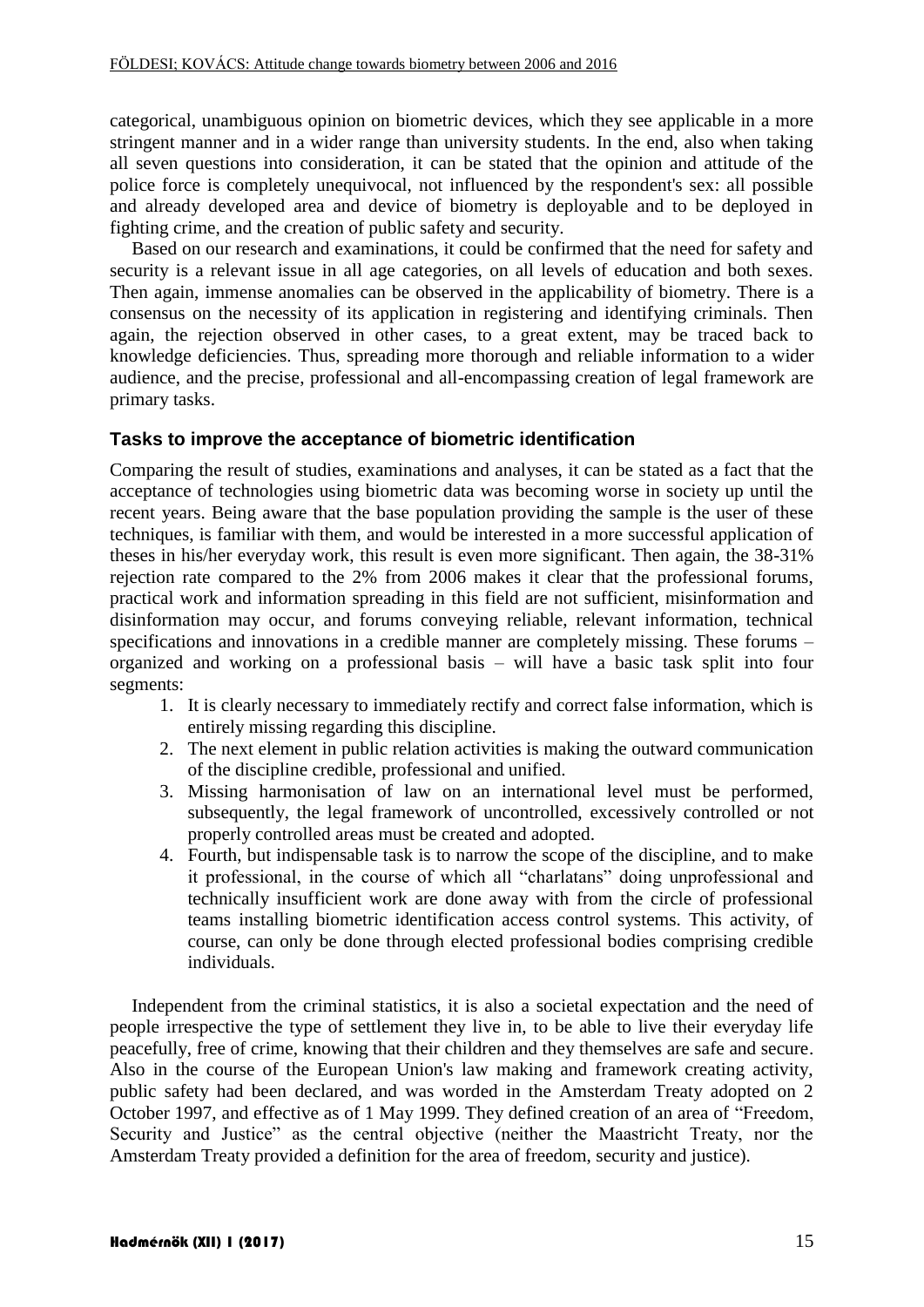categorical, unambiguous opinion on biometric devices, which they see applicable in a more stringent manner and in a wider range than university students. In the end, also when taking all seven questions into consideration, it can be stated that the opinion and attitude of the police force is completely unequivocal, not influenced by the respondent's sex: all possible and already developed area and device of biometry is deployable and to be deployed in fighting crime, and the creation of public safety and security.

Based on our research and examinations, it could be confirmed that the need for safety and security is a relevant issue in all age categories, on all levels of education and both sexes. Then again, immense anomalies can be observed in the applicability of biometry. There is a consensus on the necessity of its application in registering and identifying criminals. Then again, the rejection observed in other cases, to a great extent, may be traced back to knowledge deficiencies. Thus, spreading more thorough and reliable information to a wider audience, and the precise, professional and all-encompassing creation of legal framework are primary tasks.

### Tasks to improve the acceptance of biometric identification

Comparing the result of studies, examinations and analyses, it can be stated as a fact that the acceptance of technologies using biometric data was becoming worse in society up until the recent years. Being aware that the base population providing the sample is the user of these techniques, is familiar with them, and would be interested in a more successful application of theses in his/her everyday work, this result is even more significant. Then again, the 38-31% rejection rate compared to the 2% from 2006 makes it clear that the professional forums, practical work and information spreading in this field are not sufficient, misinformation and disinformation may occur, and forums conveying reliable, relevant information, technical specifications and innovations in a credible manner are completely missing. These forums – organized and working on a professional basis – will have a basic task split into four segments:

1. It is clearly necessary to immediately rectify and correct false information, which is entirely missing regarding this discipline.
2. The next element in public relation activities is making the outward communication of the discipline credible, professional and unified.
3. Missing harmonisation of law on an international level must be performed, subsequently, the legal framework of uncontrolled, excessively controlled or not properly controlled areas must be created and adopted.
4. Fourth, but indispensable task is to narrow the scope of the discipline, and to make it professional, in the course of which all "charlatans" doing unprofessional and technically insufficient work are done away with from the circle of professional teams installing biometric identification access control systems. This activity, of course, can only be done through elected professional bodies comprising credible individuals.

Independent from the criminal statistics, it is also a societal expectation and the need of people irrespective the type of settlement they live in, to be able to live their everyday life peacefully, free of crime, knowing that their children and they themselves are safe and secure. Also in the course of the European Union's law making and framework creating activity, public safety had been declared, and was worded in the Amsterdam Treaty adopted on 2 October 1997, and effective as of 1 May 1999. They defined creation of an area of "Freedom, Security and Justice" as the central objective (neither the Maastricht Treaty, nor the Amsterdam Treaty provided a definition for the area of freedom, security and justice).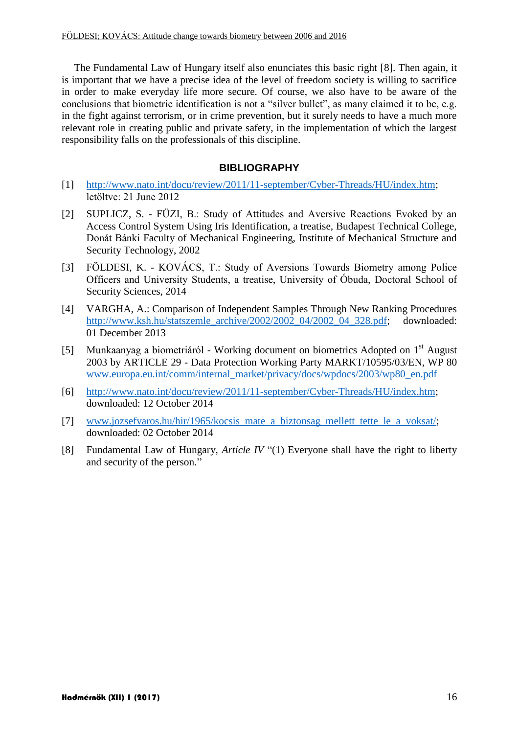The Fundamental Law of Hungary itself also enunciates this basic right [8]. Then again, it is important that we have a precise idea of the level of freedom society is willing to sacrifice in order to make everyday life more secure. Of course, we also have to be aware of the conclusions that biometric identification is not a "silver bullet", as many claimed it to be, e.g. in the fight against terrorism, or in crime prevention, but it surely needs to have a much more relevant role in creating public and private safety, in the implementation of which the largest responsibility falls on the professionals of this discipline.

## BIBLIOGRAPHY

[1] http://www.nato.int/docu/review/2011/11-september/Cyber-Threads/HU/index.htm; letöltve: 21 June 2012

[2] SUPLICZ, S. - FÜZI, B.: Study of Attitudes and Aversive Reactions Evoked by an Access Control System Using Iris Identification, a treatise, Budapest Technical College, Donát Bánki Faculty of Mechanical Engineering, Institute of Mechanical Structure and Security Technology, 2002

[3] FÖLDESI, K. - KOVÁCS, T.: Study of Aversions Towards Biometry among Police Officers and University Students, a treatise, University of Óbuda, Doctoral School of Security Sciences, 2014

[4] VARGHA, A.: Comparison of Independent Samples Through New Ranking Procedures http://www.ksh.hu/statszemle_archive/2002/2002_04/2002_04_328.pdf; downloaded: 01 December 2013

[5] Munkaanyag a biometriáról - Working document on biometrics Adopted on 1st August 2003 by ARTICLE 29 - Data Protection Working Party MARKT/10595/03/EN, WP 80 www.europa.eu.int/comm/internal_market/privacy/docs/wpdocs/2003/wp80_en.pdf

[6] http://www.nato.int/docu/review/2011/11-september/Cyber-Threads/HU/index.htm; downloaded: 12 October 2014

[7] www.jozsefvaros.hu/hir/1965/kocsis_mate_a_biztonsag_mellett_tette_le_a_voksat/; downloaded: 02 October 2014

[8] Fundamental Law of Hungary, *Article IV* "(1) Everyone shall have the right to liberty and security of the person."